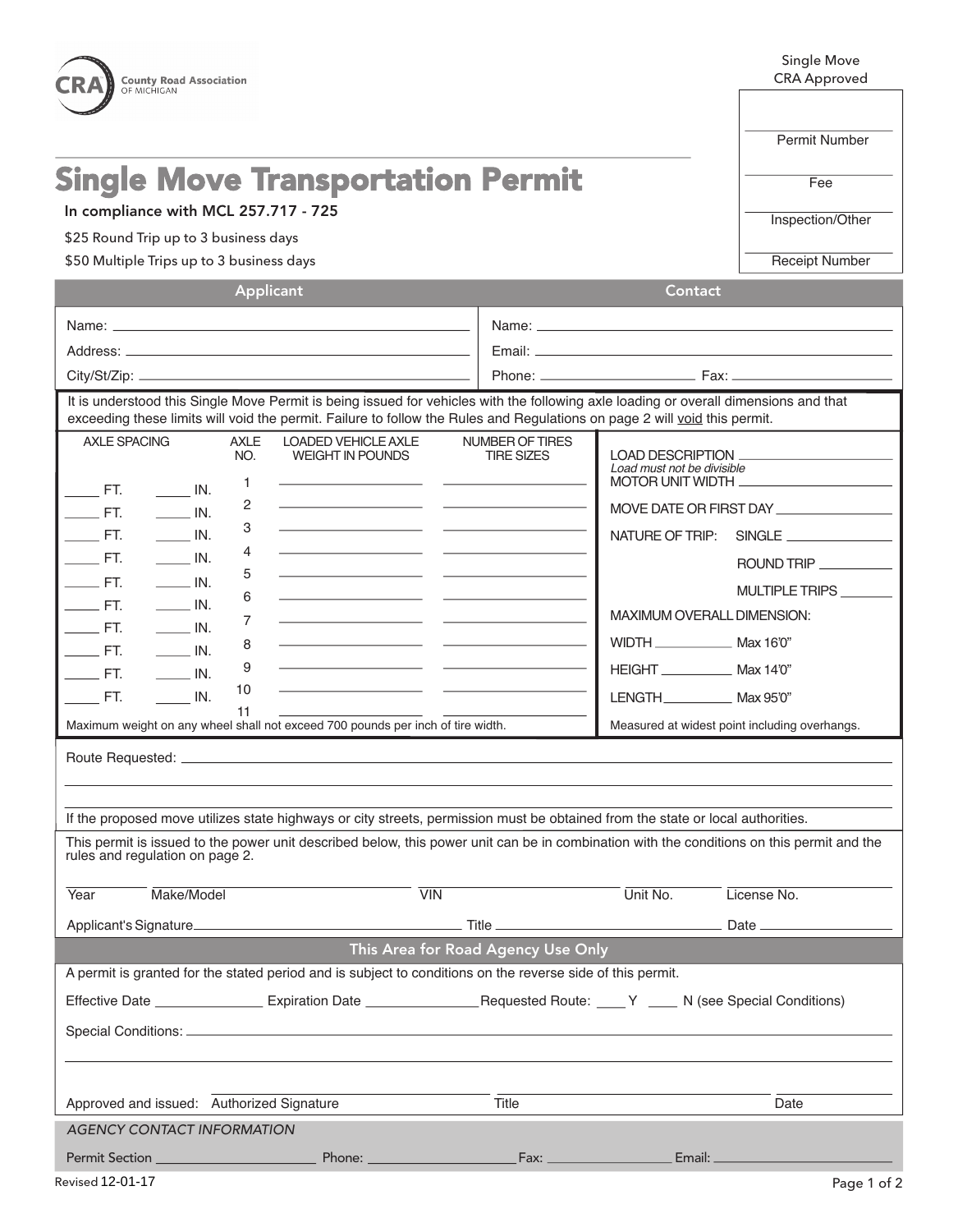CRA County Road Association OF MICHIGAN

Single Move
CRA Approved

| |
|---|
| Permit Number |
| Fee |
| Inspection/Other |
| Receipt Number |

# Single Move Transportation Permit

In compliance with MCL 257.717 - 725

$25 Round Trip up to 3 business days

$50 Multiple Trips up to 3 business days

| Applicant | Contact |
|---|---|
| Name: | Name: |
| Address: | Email: |
| City/St/Zip: | Phone: Fax: |

It is understood this Single Move Permit is being issued for vehicles with the following axle loading or overall dimensions and that exceeding these limits will void the permit. Failure to follow the Rules and Regulations on page 2 will void this permit.

| AXLE SPACING | AXLE NO. | LOADED VEHICLE AXLE WEIGHT IN POUNDS | NUMBER OF TIRES TIRE SIZES |
|---|---|---|---|
| | 1 | | |
| ____ FT. ____ IN. | 2 | | |
| ____ FT. ____ IN. | 3 | | |
| ____ FT. ____ IN. | 4 | | |
| ____ FT. ____ IN. | 5 | | |
| ____ FT. ____ IN. | 6 | | |
| ____ FT. ____ IN. | 7 | | |
| ____ FT. ____ IN. | 8 | | |
| ____ FT. ____ IN. | 9 | | |
| ____ FT. ____ IN. | 10 | | |
| ____ FT. ____ IN. | 11 | | |

Maximum weight on any wheel shall not exceed 700 pounds per inch of tire width.

LOAD DESCRIPTION ____________
*Load must not be divisible*

MOTOR UNIT WIDTH ____________

MOVE DATE OR FIRST DAY ____________

NATURE OF TRIP: SINGLE ____________

ROUND TRIP ____________

MULTIPLE TRIPS ____________

MAXIMUM OVERALL DIMENSION:

WIDTH ____________ Max 16'0"

HEIGHT ____________ Max 14'0"

LENGTH ____________ Max 95'0"

Measured at widest point including overhangs.

Route Requested: ____________

If the proposed move utilizes state highways or city streets, permission must be obtained from the state or local authorities.

This permit is issued to the power unit described below, this power unit can be in combination with the conditions on this permit and the rules and regulation on page 2.

Year ________ Make/Model ________ VIN ________ Unit No. ________ License No. ________

Applicant's Signature ____________ Title ____________ Date ____________

## This Area for Road Agency Use Only

A permit is granted for the stated period and is subject to conditions on the reverse side of this permit.

Effective Date ____________ Expiration Date ____________ Requested Route: ____ Y ____ N (see Special Conditions)

Special Conditions: ____________

Approved and issued: Authorized Signature ____________ Title ____________ Date ____________

*AGENCY CONTACT INFORMATION*

Permit Section ____________ Phone: ____________ Fax: ____________ Email: ____________

Revised 12-01-17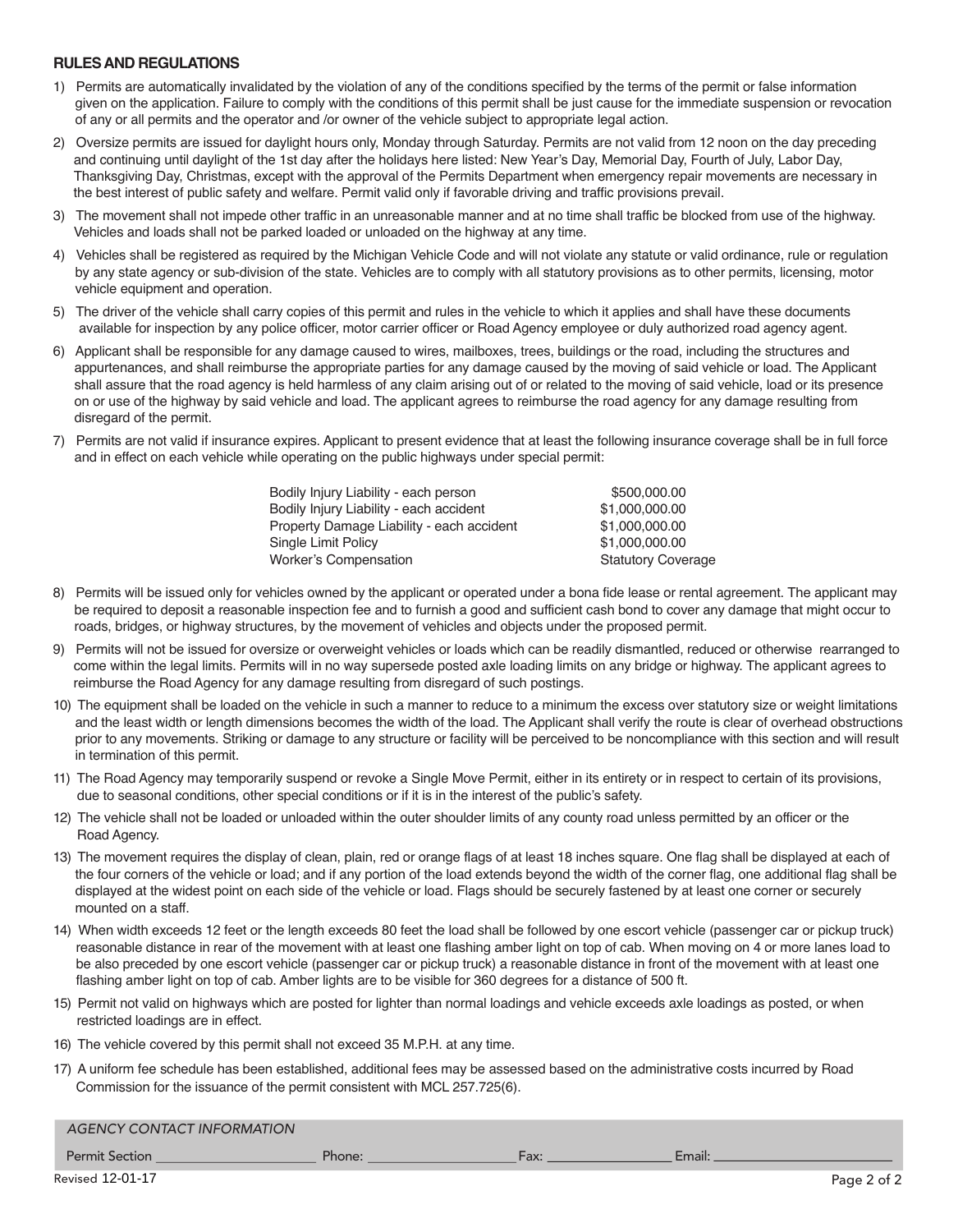## RULES AND REGULATIONS

1) Permits are automatically invalidated by the violation of any of the conditions specified by the terms of the permit or false information given on the application. Failure to comply with the conditions of this permit shall be just cause for the immediate suspension or revocation of any or all permits and the operator and /or owner of the vehicle subject to appropriate legal action.

2) Oversize permits are issued for daylight hours only, Monday through Saturday. Permits are not valid from 12 noon on the day preceding and continuing until daylight of the 1st day after the holidays here listed: New Year's Day, Memorial Day, Fourth of July, Labor Day, Thanksgiving Day, Christmas, except with the approval of the Permits Department when emergency repair movements are necessary in the best interest of public safety and welfare. Permit valid only if favorable driving and traffic provisions prevail.

3) The movement shall not impede other traffic in an unreasonable manner and at no time shall traffic be blocked from use of the highway. Vehicles and loads shall not be parked loaded or unloaded on the highway at any time.

4) Vehicles shall be registered as required by the Michigan Vehicle Code and will not violate any statute or valid ordinance, rule or regulation by any state agency or sub-division of the state. Vehicles are to comply with all statutory provisions as to other permits, licensing, motor vehicle equipment and operation.

5) The driver of the vehicle shall carry copies of this permit and rules in the vehicle to which it applies and shall have these documents available for inspection by any police officer, motor carrier officer or Road Agency employee or duly authorized road agency agent.

6) Applicant shall be responsible for any damage caused to wires, mailboxes, trees, buildings or the road, including the structures and appurtenances, and shall reimburse the appropriate parties for any damage caused by the moving of said vehicle or load. The Applicant shall assure that the road agency is held harmless of any claim arising out of or related to the moving of said vehicle, load or its presence on or use of the highway by said vehicle and load. The applicant agrees to reimburse the road agency for any damage resulting from disregard of the permit.

7) Permits are not valid if insurance expires. Applicant to present evidence that at least the following insurance coverage shall be in full force and in effect on each vehicle while operating on the public highways under special permit:

| | |
|---|---|
| Bodily Injury Liability - each person | $500,000.00 |
| Bodily Injury Liability - each accident | $1,000,000.00 |
| Property Damage Liability - each accident | $1,000,000.00 |
| Single Limit Policy | $1,000,000.00 |
| Worker's Compensation | Statutory Coverage |

8) Permits will be issued only for vehicles owned by the applicant or operated under a bona fide lease or rental agreement. The applicant may be required to deposit a reasonable inspection fee and to furnish a good and sufficient cash bond to cover any damage that might occur to roads, bridges, or highway structures, by the movement of vehicles and objects under the proposed permit.

9) Permits will not be issued for oversize or overweight vehicles or loads which can be readily dismantled, reduced or otherwise rearranged to come within the legal limits. Permits will in no way supersede posted axle loading limits on any bridge or highway. The applicant agrees to reimburse the Road Agency for any damage resulting from disregard of such postings.

10) The equipment shall be loaded on the vehicle in such a manner to reduce to a minimum the excess over statutory size or weight limitations and the least width or length dimensions becomes the width of the load. The Applicant shall verify the route is clear of overhead obstructions prior to any movements. Striking or damage to any structure or facility will be perceived to be noncompliance with this section and will result in termination of this permit.

11) The Road Agency may temporarily suspend or revoke a Single Move Permit, either in its entirety or in respect to certain of its provisions, due to seasonal conditions, other special conditions or if it is in the interest of the public's safety.

12) The vehicle shall not be loaded or unloaded within the outer shoulder limits of any county road unless permitted by an officer or the Road Agency.

13) The movement requires the display of clean, plain, red or orange flags of at least 18 inches square. One flag shall be displayed at each of the four corners of the vehicle or load; and if any portion of the load extends beyond the width of the corner flag, one additional flag shall be displayed at the widest point on each side of the vehicle or load. Flags should be securely fastened by at least one corner or securely mounted on a staff.

14) When width exceeds 12 feet or the length exceeds 80 feet the load shall be followed by one escort vehicle (passenger car or pickup truck) reasonable distance in rear of the movement with at least one flashing amber light on top of cab. When moving on 4 or more lanes load to be also preceded by one escort vehicle (passenger car or pickup truck) a reasonable distance in front of the movement with at least one flashing amber light on top of cab. Amber lights are to be visible for 360 degrees for a distance of 500 ft.

15) Permit not valid on highways which are posted for lighter than normal loadings and vehicle exceeds axle loadings as posted, or when restricted loadings are in effect.

16) The vehicle covered by this permit shall not exceed 35 M.P.H. at any time.

17) A uniform fee schedule has been established, additional fees may be assessed based on the administrative costs incurred by Road Commission for the issuance of the permit consistent with MCL 257.725(6).

*AGENCY CONTACT INFORMATION*

Permit Section ____________________ Phone: ____________________ Fax: ________________ Email: ______________________

Revised 12-01-17